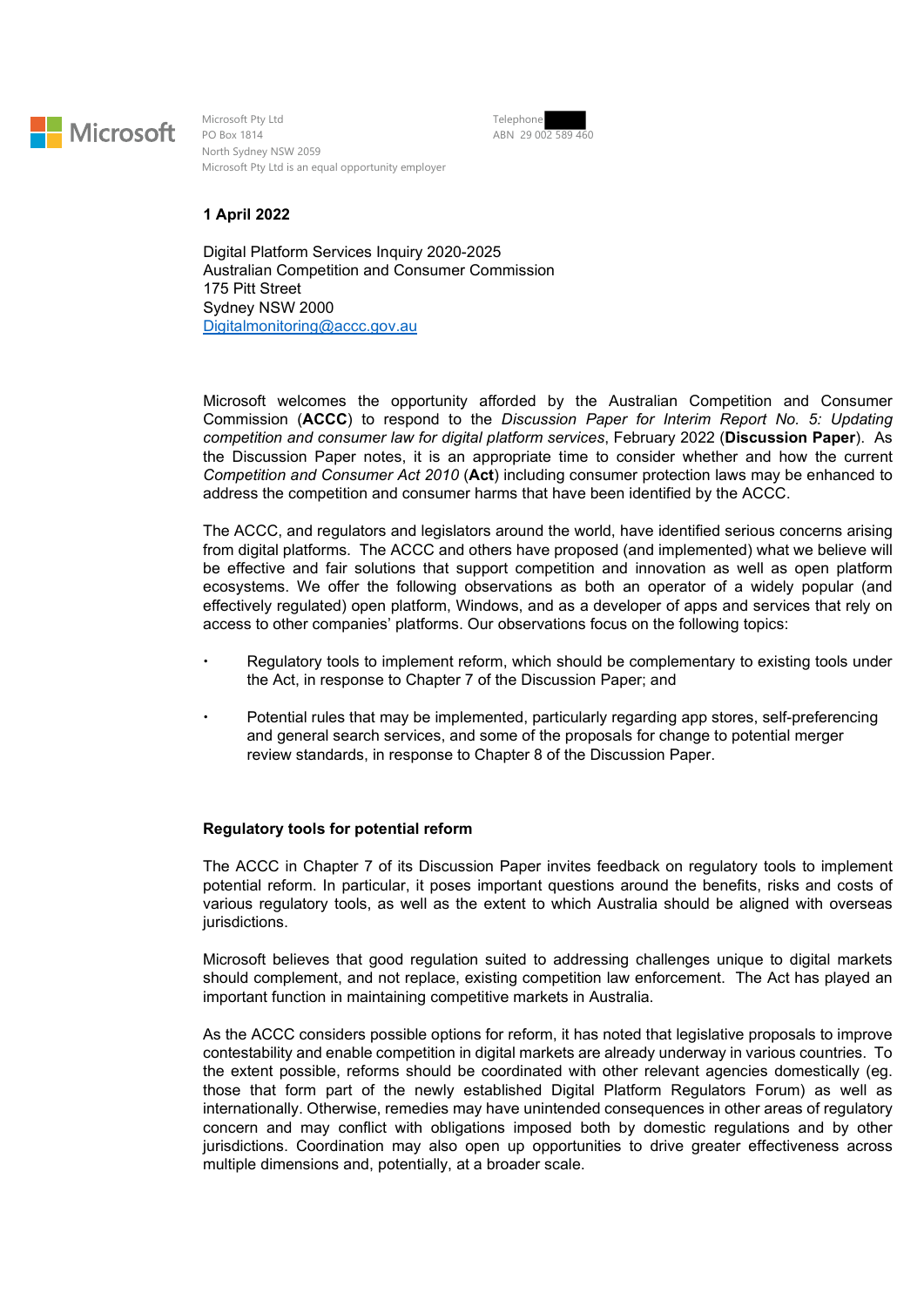Microsoft

Microsoft Pty Ltd
PO Box 1814
North Sydney NSW 2059
Microsoft Pty Ltd is an equal opportunity employer

Telephone
ABN 29 002 589 460

**1 April 2022**

Digital Platform Services Inquiry 2020-2025
Australian Competition and Consumer Commission
175 Pitt Street
Sydney NSW 2000
Digitalmonitoring@accc.gov.au

Microsoft welcomes the opportunity afforded by the Australian Competition and Consumer Commission (**ACCC**) to respond to the *Discussion Paper for Interim Report No. 5: Updating competition and consumer law for digital platform services*, February 2022 (**Discussion Paper**). As the Discussion Paper notes, it is an appropriate time to consider whether and how the current *Competition and Consumer Act 2010* (**Act**) including consumer protection laws may be enhanced to address the competition and consumer harms that have been identified by the ACCC.

The ACCC, and regulators and legislators around the world, have identified serious concerns arising from digital platforms. The ACCC and others have proposed (and implemented) what we believe will be effective and fair solutions that support competition and innovation as well as open platform ecosystems. We offer the following observations as both an operator of a widely popular (and effectively regulated) open platform, Windows, and as a developer of apps and services that rely on access to other companies' platforms. Our observations focus on the following topics:

- Regulatory tools to implement reform, which should be complementary to existing tools under the Act, in response to Chapter 7 of the Discussion Paper; and
- Potential rules that may be implemented, particularly regarding app stores, self-preferencing and general search services, and some of the proposals for change to potential merger review standards, in response to Chapter 8 of the Discussion Paper.

**Regulatory tools for potential reform**

The ACCC in Chapter 7 of its Discussion Paper invites feedback on regulatory tools to implement potential reform. In particular, it poses important questions around the benefits, risks and costs of various regulatory tools, as well as the extent to which Australia should be aligned with overseas jurisdictions.

Microsoft believes that good regulation suited to addressing challenges unique to digital markets should complement, and not replace, existing competition law enforcement. The Act has played an important function in maintaining competitive markets in Australia.

As the ACCC considers possible options for reform, it has noted that legislative proposals to improve contestability and enable competition in digital markets are already underway in various countries. To the extent possible, reforms should be coordinated with other relevant agencies domestically (eg. those that form part of the newly established Digital Platform Regulators Forum) as well as internationally. Otherwise, remedies may have unintended consequences in other areas of regulatory concern and may conflict with obligations imposed both by domestic regulations and by other jurisdictions. Coordination may also open up opportunities to drive greater effectiveness across multiple dimensions and, potentially, at a broader scale.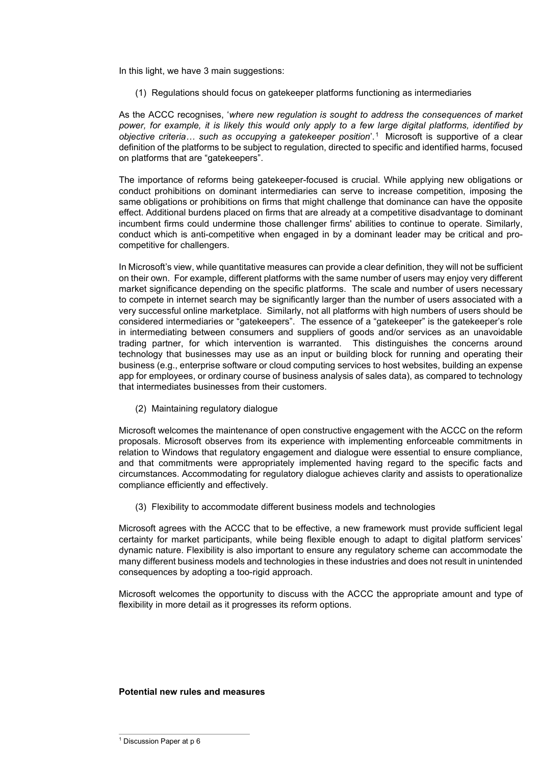In this light, we have 3 main suggestions:

(1) Regulations should focus on gatekeeper platforms functioning as intermediaries

As the ACCC recognises, '*where new regulation is sought to address the consequences of market power, for example, it is likely this would only apply to a few large digital platforms, identified by objective criteria… such as occupying a gatekeeper position*'.[1] Microsoft is supportive of a clear definition of the platforms to be subject to regulation, directed to specific and identified harms, focused on platforms that are "gatekeepers".

The importance of reforms being gatekeeper-focused is crucial. While applying new obligations or conduct prohibitions on dominant intermediaries can serve to increase competition, imposing the same obligations or prohibitions on firms that might challenge that dominance can have the opposite effect. Additional burdens placed on firms that are already at a competitive disadvantage to dominant incumbent firms could undermine those challenger firms' abilities to continue to operate. Similarly, conduct which is anti-competitive when engaged in by a dominant leader may be critical and pro-competitive for challengers.

In Microsoft's view, while quantitative measures can provide a clear definition, they will not be sufficient on their own. For example, different platforms with the same number of users may enjoy very different market significance depending on the specific platforms. The scale and number of users necessary to compete in internet search may be significantly larger than the number of users associated with a very successful online marketplace. Similarly, not all platforms with high numbers of users should be considered intermediaries or "gatekeepers". The essence of a "gatekeeper" is the gatekeeper's role in intermediating between consumers and suppliers of goods and/or services as an unavoidable trading partner, for which intervention is warranted. This distinguishes the concerns around technology that businesses may use as an input or building block for running and operating their business (e.g., enterprise software or cloud computing services to host websites, building an expense app for employees, or ordinary course of business analysis of sales data), as compared to technology that intermediates businesses from their customers.

(2) Maintaining regulatory dialogue

Microsoft welcomes the maintenance of open constructive engagement with the ACCC on the reform proposals. Microsoft observes from its experience with implementing enforceable commitments in relation to Windows that regulatory engagement and dialogue were essential to ensure compliance, and that commitments were appropriately implemented having regard to the specific facts and circumstances. Accommodating for regulatory dialogue achieves clarity and assists to operationalize compliance efficiently and effectively.

(3) Flexibility to accommodate different business models and technologies

Microsoft agrees with the ACCC that to be effective, a new framework must provide sufficient legal certainty for market participants, while being flexible enough to adapt to digital platform services' dynamic nature. Flexibility is also important to ensure any regulatory scheme can accommodate the many different business models and technologies in these industries and does not result in unintended consequences by adopting a too-rigid approach.

Microsoft welcomes the opportunity to discuss with the ACCC the appropriate amount and type of flexibility in more detail as it progresses its reform options.

**Potential new rules and measures**

[1] Discussion Paper at p 6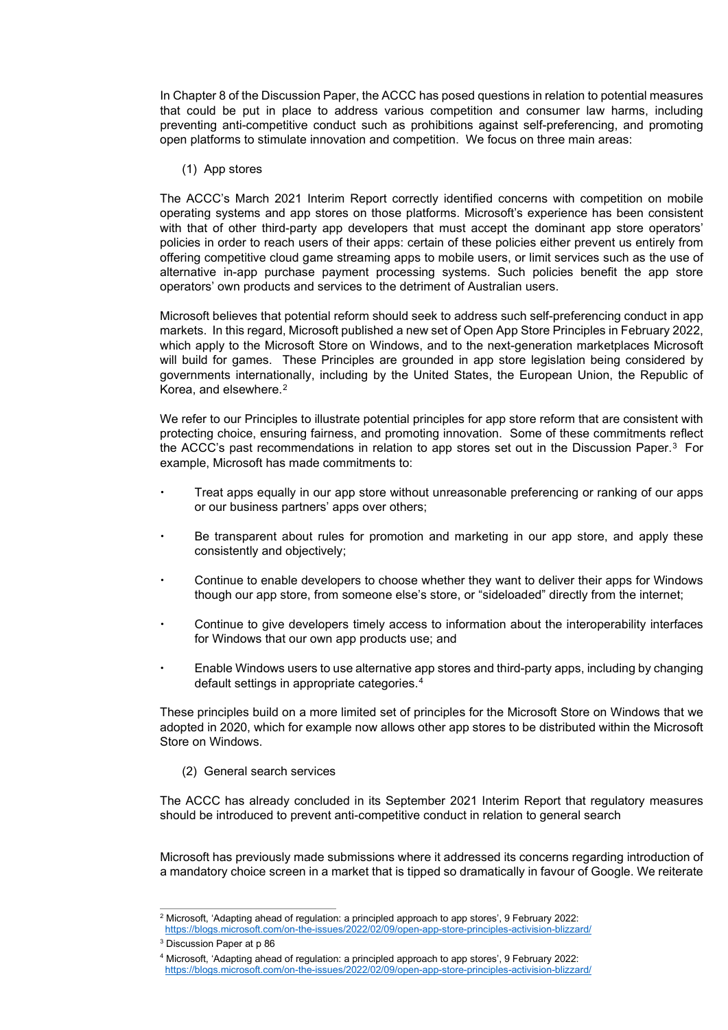In Chapter 8 of the Discussion Paper, the ACCC has posed questions in relation to potential measures that could be put in place to address various competition and consumer law harms, including preventing anti-competitive conduct such as prohibitions against self-preferencing, and promoting open platforms to stimulate innovation and competition. We focus on three main areas:

(1) App stores

The ACCC's March 2021 Interim Report correctly identified concerns with competition on mobile operating systems and app stores on those platforms. Microsoft's experience has been consistent with that of other third-party app developers that must accept the dominant app store operators' policies in order to reach users of their apps: certain of these policies either prevent us entirely from offering competitive cloud game streaming apps to mobile users, or limit services such as the use of alternative in-app purchase payment processing systems. Such policies benefit the app store operators' own products and services to the detriment of Australian users.

Microsoft believes that potential reform should seek to address such self-preferencing conduct in app markets. In this regard, Microsoft published a new set of Open App Store Principles in February 2022, which apply to the Microsoft Store on Windows, and to the next-generation marketplaces Microsoft will build for games. These Principles are grounded in app store legislation being considered by governments internationally, including by the United States, the European Union, the Republic of Korea, and elsewhere.[2]

We refer to our Principles to illustrate potential principles for app store reform that are consistent with protecting choice, ensuring fairness, and promoting innovation. Some of these commitments reflect the ACCC's past recommendations in relation to app stores set out in the Discussion Paper.[3] For example, Microsoft has made commitments to:

- Treat apps equally in our app store without unreasonable preferencing or ranking of our apps or our business partners' apps over others;
- Be transparent about rules for promotion and marketing in our app store, and apply these consistently and objectively;
- Continue to enable developers to choose whether they want to deliver their apps for Windows though our app store, from someone else's store, or "sideloaded" directly from the internet;
- Continue to give developers timely access to information about the interoperability interfaces for Windows that our own app products use; and
- Enable Windows users to use alternative app stores and third-party apps, including by changing default settings in appropriate categories.[4]

These principles build on a more limited set of principles for the Microsoft Store on Windows that we adopted in 2020, which for example now allows other app stores to be distributed within the Microsoft Store on Windows.

(2) General search services

The ACCC has already concluded in its September 2021 Interim Report that regulatory measures should be introduced to prevent anti-competitive conduct in relation to general search

Microsoft has previously made submissions where it addressed its concerns regarding introduction of a mandatory choice screen in a market that is tipped so dramatically in favour of Google. We reiterate

---

[2] Microsoft, 'Adapting ahead of regulation: a principled approach to app stores', 9 February 2022: https://blogs.microsoft.com/on-the-issues/2022/02/09/open-app-store-principles-activision-blizzard/

[3] Discussion Paper at p 86

[4] Microsoft, 'Adapting ahead of regulation: a principled approach to app stores', 9 February 2022: https://blogs.microsoft.com/on-the-issues/2022/02/09/open-app-store-principles-activision-blizzard/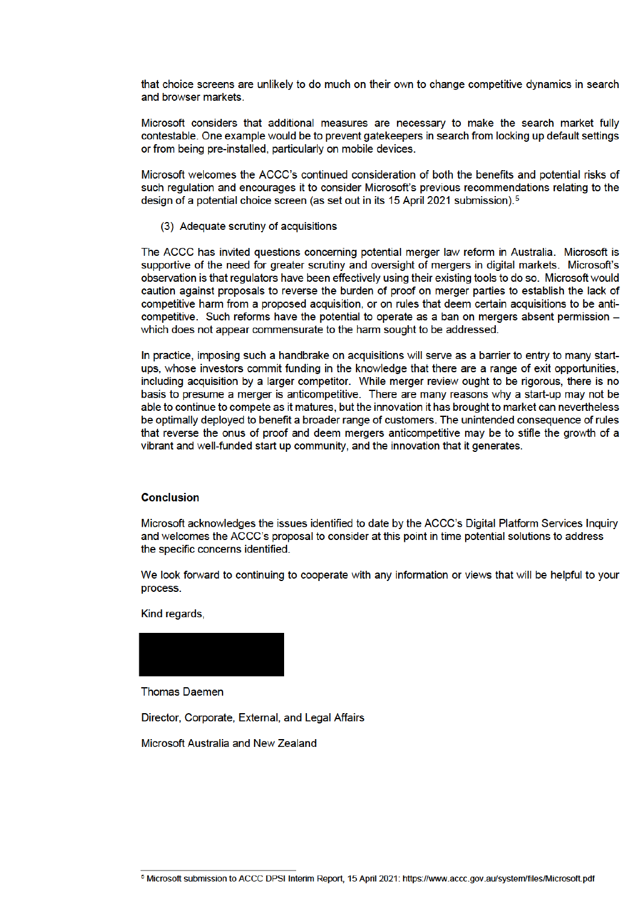that choice screens are unlikely to do much on their own to change competitive dynamics in search and browser markets.

Microsoft considers that additional measures are necessary to make the search market fully contestable. One example would be to prevent gatekeepers in search from locking up default settings or from being pre-installed, particularly on mobile devices.

Microsoft welcomes the ACCC's continued consideration of both the benefits and potential risks of such regulation and encourages it to consider Microsoft's previous recommendations relating to the design of a potential choice screen (as set out in its 15 April 2021 submission).[5]

(3) Adequate scrutiny of acquisitions

The ACCC has invited questions concerning potential merger law reform in Australia. Microsoft is supportive of the need for greater scrutiny and oversight of mergers in digital markets. Microsoft's observation is that regulators have been effectively using their existing tools to do so. Microsoft would caution against proposals to reverse the burden of proof on merger parties to establish the lack of competitive harm from a proposed acquisition, or on rules that deem certain acquisitions to be anti-competitive. Such reforms have the potential to operate as a ban on mergers absent permission – which does not appear commensurate to the harm sought to be addressed.

In practice, imposing such a handbrake on acquisitions will serve as a barrier to entry to many start-ups, whose investors commit funding in the knowledge that there are a range of exit opportunities, including acquisition by a larger competitor. While merger review ought to be rigorous, there is no basis to presume a merger is anticompetitive. There are many reasons why a start-up may not be able to continue to compete as it matures, but the innovation it has brought to market can nevertheless be optimally deployed to benefit a broader range of customers. The unintended consequence of rules that reverse the onus of proof and deem mergers anticompetitive may be to stifle the growth of a vibrant and well-funded start up community, and the innovation that it generates.

**Conclusion**

Microsoft acknowledges the issues identified to date by the ACCC's Digital Platform Services Inquiry and welcomes the ACCC's proposal to consider at this point in time potential solutions to address the specific concerns identified.

We look forward to continuing to cooperate with any information or views that will be helpful to your process.

Kind regards,

Thomas Daemen

Director, Corporate, External, and Legal Affairs

Microsoft Australia and New Zealand

[5] Microsoft submission to ACCC DPSI Interim Report, 15 April 2021: https://www.accc.gov.au/system/files/Microsoft.pdf